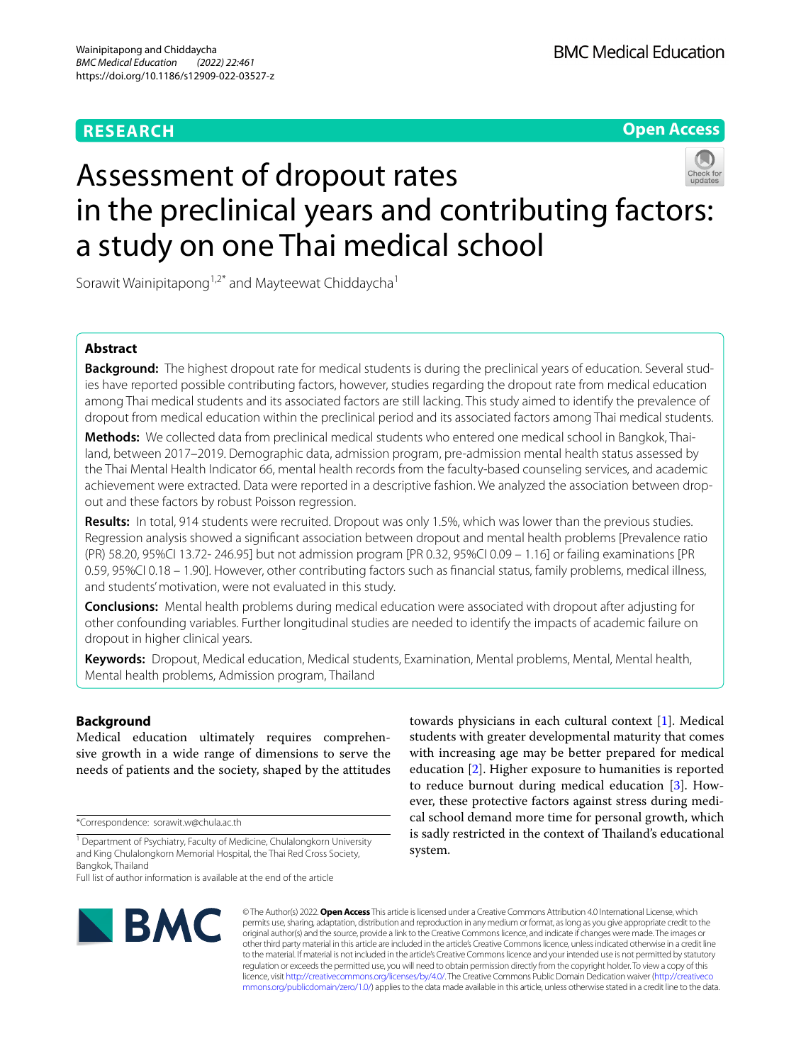RESEARCH

Open Access

# Assessment of dropout rates in the preclinical years and contributing factors: a study on one Thai medical school

Sorawit Wainipitapong[1,2*] and Mayteewat Chiddaycha[1]

## Abstract

**Background:** The highest dropout rate for medical students is during the preclinical years of education. Several studies have reported possible contributing factors, however, studies regarding the dropout rate from medical education among Thai medical students and its associated factors are still lacking. This study aimed to identify the prevalence of dropout from medical education within the preclinical period and its associated factors among Thai medical students.

**Methods:** We collected data from preclinical medical students who entered one medical school in Bangkok, Thailand, between 2017–2019. Demographic data, admission program, pre-admission mental health status assessed by the Thai Mental Health Indicator 66, mental health records from the faculty-based counseling services, and academic achievement were extracted. Data were reported in a descriptive fashion. We analyzed the association between dropout and these factors by robust Poisson regression.

**Results:** In total, 914 students were recruited. Dropout was only 1.5%, which was lower than the previous studies. Regression analysis showed a significant association between dropout and mental health problems [Prevalence ratio (PR) 58.20, 95%CI 13.72- 246.95] but not admission program [PR 0.32, 95%CI 0.09 – 1.16] or failing examinations [PR 0.59, 95%CI 0.18 – 1.90]. However, other contributing factors such as financial status, family problems, medical illness, and students' motivation, were not evaluated in this study.

**Conclusions:** Mental health problems during medical education were associated with dropout after adjusting for other confounding variables. Further longitudinal studies are needed to identify the impacts of academic failure on dropout in higher clinical years.

**Keywords:** Dropout, Medical education, Medical students, Examination, Mental problems, Mental, Mental health, Mental health problems, Admission program, Thailand

## Background

Medical education ultimately requires comprehensive growth in a wide range of dimensions to serve the needs of patients and the society, shaped by the attitudes towards physicians in each cultural context [1]. Medical students with greater developmental maturity that comes with increasing age may be better prepared for medical education [2]. Higher exposure to humanities is reported to reduce burnout during medical education [3]. However, these protective factors against stress during medical school demand more time for personal growth, which is sadly restricted in the context of Thailand's educational system.

*Correspondence: sorawit.w@chula.ac.th

[1] Department of Psychiatry, Faculty of Medicine, Chulalongkorn University and King Chulalongkorn Memorial Hospital, the Thai Red Cross Society, Bangkok, Thailand

Full list of author information is available at the end of the article

© The Author(s) 2022. **Open Access** This article is licensed under a Creative Commons Attribution 4.0 International License, which permits use, sharing, adaptation, distribution and reproduction in any medium or format, as long as you give appropriate credit to the original author(s) and the source, provide a link to the Creative Commons licence, and indicate if changes were made. The images or other third party material in this article are included in the article's Creative Commons licence, unless indicated otherwise in a credit line to the material. If material is not included in the article's Creative Commons licence and your intended use is not permitted by statutory regulation or exceeds the permitted use, you will need to obtain permission directly from the copyright holder. To view a copy of this licence, visit http://creativecommons.org/licenses/by/4.0/. The Creative Commons Public Domain Dedication waiver (http://creativecommons.org/publicdomain/zero/1.0/) applies to the data made available in this article, unless otherwise stated in a credit line to the data.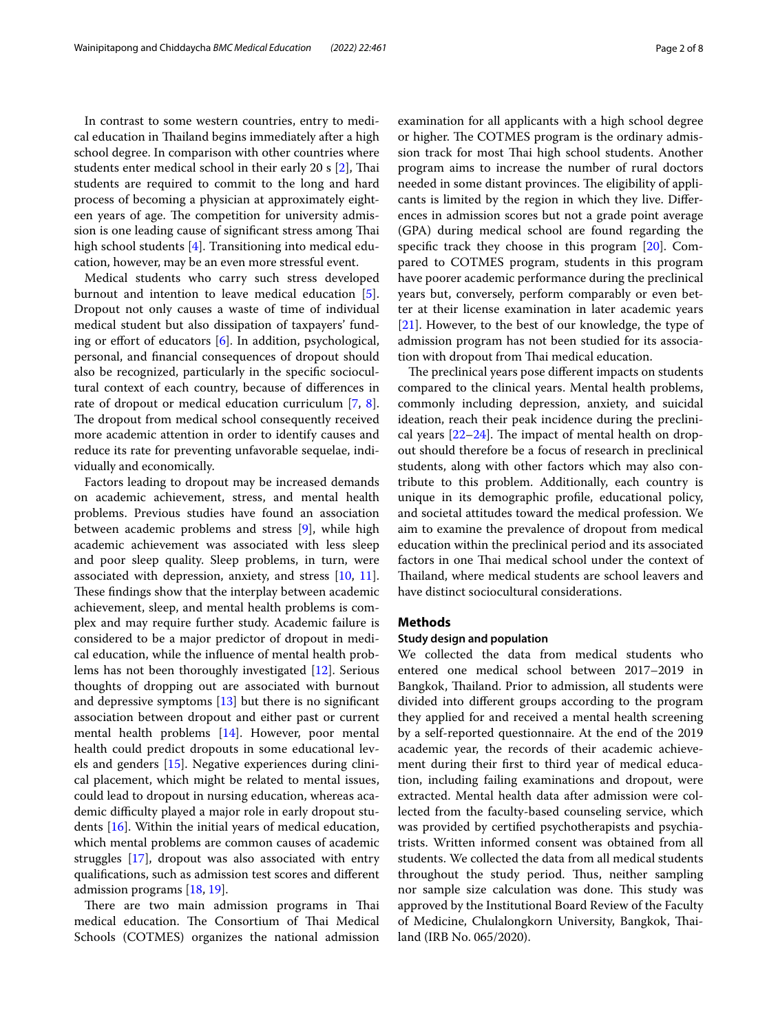In contrast to some western countries, entry to medical education in Thailand begins immediately after a high school degree. In comparison with other countries where students enter medical school in their early 20 s [2], Thai students are required to commit to the long and hard process of becoming a physician at approximately eighteen years of age. The competition for university admission is one leading cause of significant stress among Thai high school students [4]. Transitioning into medical education, however, may be an even more stressful event.

Medical students who carry such stress developed burnout and intention to leave medical education [5]. Dropout not only causes a waste of time of individual medical student but also dissipation of taxpayers' funding or effort of educators [6]. In addition, psychological, personal, and financial consequences of dropout should also be recognized, particularly in the specific sociocultural context of each country, because of differences in rate of dropout or medical education curriculum [7, 8]. The dropout from medical school consequently received more academic attention in order to identify causes and reduce its rate for preventing unfavorable sequelae, individually and economically.

Factors leading to dropout may be increased demands on academic achievement, stress, and mental health problems. Previous studies have found an association between academic problems and stress [9], while high academic achievement was associated with less sleep and poor sleep quality. Sleep problems, in turn, were associated with depression, anxiety, and stress [10, 11]. These findings show that the interplay between academic achievement, sleep, and mental health problems is complex and may require further study. Academic failure is considered to be a major predictor of dropout in medical education, while the influence of mental health problems has not been thoroughly investigated [12]. Serious thoughts of dropping out are associated with burnout and depressive symptoms [13] but there is no significant association between dropout and either past or current mental health problems [14]. However, poor mental health could predict dropouts in some educational levels and genders [15]. Negative experiences during clinical placement, which might be related to mental issues, could lead to dropout in nursing education, whereas academic difficulty played a major role in early dropout students [16]. Within the initial years of medical education, which mental problems are common causes of academic struggles [17], dropout was also associated with entry qualifications, such as admission test scores and different admission programs [18, 19].

There are two main admission programs in Thai medical education. The Consortium of Thai Medical Schools (COTMES) organizes the national admission examination for all applicants with a high school degree or higher. The COTMES program is the ordinary admission track for most Thai high school students. Another program aims to increase the number of rural doctors needed in some distant provinces. The eligibility of applicants is limited by the region in which they live. Differences in admission scores but not a grade point average (GPA) during medical school are found regarding the specific track they choose in this program [20]. Compared to COTMES program, students in this program have poorer academic performance during the preclinical years but, conversely, perform comparably or even better at their license examination in later academic years [21]. However, to the best of our knowledge, the type of admission program has not been studied for its association with dropout from Thai medical education.

The preclinical years pose different impacts on students compared to the clinical years. Mental health problems, commonly including depression, anxiety, and suicidal ideation, reach their peak incidence during the preclinical years [22–24]. The impact of mental health on dropout should therefore be a focus of research in preclinical students, along with other factors which may also contribute to this problem. Additionally, each country is unique in its demographic profile, educational policy, and societal attitudes toward the medical profession. We aim to examine the prevalence of dropout from medical education within the preclinical period and its associated factors in one Thai medical school under the context of Thailand, where medical students are school leavers and have distinct sociocultural considerations.

## Methods

### Study design and population

We collected the data from medical students who entered one medical school between 2017–2019 in Bangkok, Thailand. Prior to admission, all students were divided into different groups according to the program they applied for and received a mental health screening by a self-reported questionnaire. At the end of the 2019 academic year, the records of their academic achievement during their first to third year of medical education, including failing examinations and dropout, were extracted. Mental health data after admission were collected from the faculty-based counseling service, which was provided by certified psychotherapists and psychiatrists. Written informed consent was obtained from all students. We collected the data from all medical students throughout the study period. Thus, neither sampling nor sample size calculation was done. This study was approved by the Institutional Board Review of the Faculty of Medicine, Chulalongkorn University, Bangkok, Thailand (IRB No. 065/2020).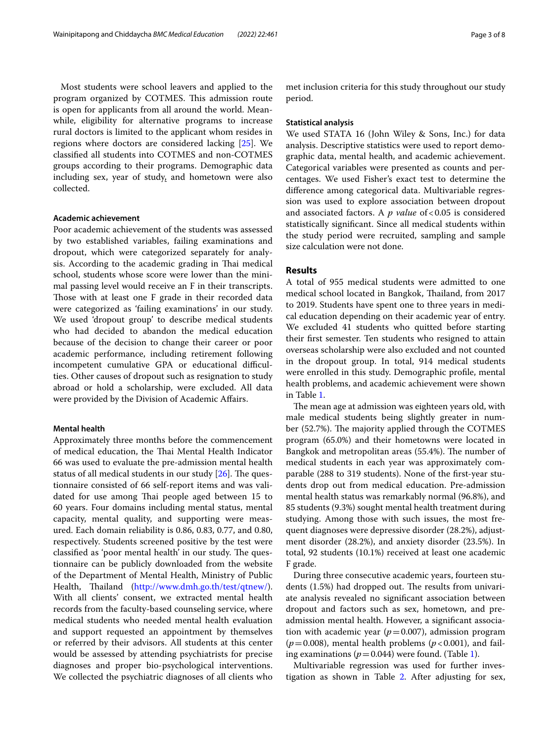Most students were school leavers and applied to the program organized by COTMES. This admission route is open for applicants from all around the world. Meanwhile, eligibility for alternative programs to increase rural doctors is limited to the applicant whom resides in regions where doctors are considered lacking [25]. We classified all students into COTMES and non-COTMES groups according to their programs. Demographic data including sex, year of study, and hometown were also collected.

#### Academic achievement

Poor academic achievement of the students was assessed by two established variables, failing examinations and dropout, which were categorized separately for analysis. According to the academic grading in Thai medical school, students whose score were lower than the minimal passing level would receive an F in their transcripts. Those with at least one F grade in their recorded data were categorized as 'failing examinations' in our study. We used 'dropout group' to describe medical students who had decided to abandon the medical education because of the decision to change their career or poor academic performance, including retirement following incompetent cumulative GPA or educational difficulties. Other causes of dropout such as resignation to study abroad or hold a scholarship, were excluded. All data were provided by the Division of Academic Affairs.

#### Mental health

Approximately three months before the commencement of medical education, the Thai Mental Health Indicator 66 was used to evaluate the pre-admission mental health status of all medical students in our study [26]. The questionnaire consisted of 66 self-report items and was validated for use among Thai people aged between 15 to 60 years. Four domains including mental status, mental capacity, mental quality, and supporting were measured. Each domain reliability is 0.86, 0.83, 0.77, and 0.80, respectively. Students screened positive by the test were classified as 'poor mental health' in our study. The questionnaire can be publicly downloaded from the website of the Department of Mental Health, Ministry of Public Health, Thailand (http://www.dmh.go.th/test/qtnew/). With all clients' consent, we extracted mental health records from the faculty-based counseling service, where medical students who needed mental health evaluation and support requested an appointment by themselves or referred by their advisors. All students at this center would be assessed by attending psychiatrists for precise diagnoses and proper bio-psychological interventions. We collected the psychiatric diagnoses of all clients who met inclusion criteria for this study throughout our study period.

#### Statistical analysis

We used STATA 16 (John Wiley & Sons, Inc.) for data analysis. Descriptive statistics were used to report demographic data, mental health, and academic achievement. Categorical variables were presented as counts and percentages. We used Fisher's exact test to determine the difference among categorical data. Multivariable regression was used to explore association between dropout and associated factors. A *p value* of $<0.05$ is considered statistically significant. Since all medical students within the study period were recruited, sampling and sample size calculation were not done.

## Results

A total of 955 medical students were admitted to one medical school located in Bangkok, Thailand, from 2017 to 2019. Students have spent one to three years in medical education depending on their academic year of entry. We excluded 41 students who quitted before starting their first semester. Ten students who resigned to attain overseas scholarship were also excluded and not counted in the dropout group. In total, 914 medical students were enrolled in this study. Demographic profile, mental health problems, and academic achievement were shown in Table 1.

The mean age at admission was eighteen years old, with male medical students being slightly greater in number (52.7%). The majority applied through the COTMES program (65.0%) and their hometowns were located in Bangkok and metropolitan areas (55.4%). The number of medical students in each year was approximately comparable (288 to 319 students). None of the first-year students drop out from medical education. Pre-admission mental health status was remarkably normal (96.8%), and 85 students (9.3%) sought mental health treatment during studying. Among those with such issues, the most frequent diagnoses were depressive disorder (28.2%), adjustment disorder (28.2%), and anxiety disorder (23.5%). In total, 92 students (10.1%) received at least one academic F grade.

During three consecutive academic years, fourteen students (1.5%) had dropped out. The results from univariate analysis revealed no significant association between dropout and factors such as sex, hometown, and pre-admission mental health. However, a significant association with academic year ($p=0.007$), admission program ($p=0.008$), mental health problems ($p<0.001$), and failing examinations ($p=0.044$) were found. (Table 1).

Multivariable regression was used for further investigation as shown in Table 2. After adjusting for sex,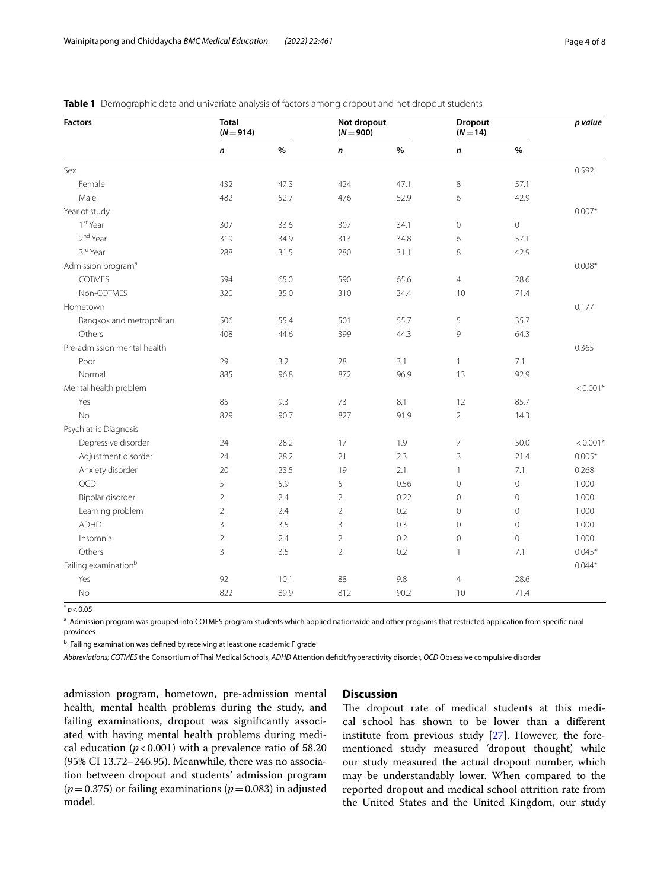**Table 1** Demographic data and univariate analysis of factors among dropout and not dropout students

| Factors | Total (*N* = 914) | | Not dropout (*N* = 900) | | Dropout (*N* = 14) | | *p value* |
|---|---|---|---|---|---|---|---|
| | ***n*** | **%** | ***n*** | **%** | ***n*** | **%** | |
| Sex | | | | | | | 0.592 |
| Female | 432 | 47.3 | 424 | 47.1 | 8 | 57.1 | |
| Male | 482 | 52.7 | 476 | 52.9 | 6 | 42.9 | |
| Year of study | | | | | | | 0.007* |
| 1st Year | 307 | 33.6 | 307 | 34.1 | 0 | 0 | |
| 2nd Year | 319 | 34.9 | 313 | 34.8 | 6 | 57.1 | |
| 3rd Year | 288 | 31.5 | 280 | 31.1 | 8 | 42.9 | |
| Admission program[a] | | | | | | | 0.008* |
| COTMES | 594 | 65.0 | 590 | 65.6 | 4 | 28.6 | |
| Non-COTMES | 320 | 35.0 | 310 | 34.4 | 10 | 71.4 | |
| Hometown | | | | | | | 0.177 |
| Bangkok and metropolitan | 506 | 55.4 | 501 | 55.7 | 5 | 35.7 | |
| Others | 408 | 44.6 | 399 | 44.3 | 9 | 64.3 | |
| Pre-admission mental health | | | | | | | 0.365 |
| Poor | 29 | 3.2 | 28 | 3.1 | 1 | 7.1 | |
| Normal | 885 | 96.8 | 872 | 96.9 | 13 | 92.9 | |
| Mental health problem | | | | | | | < 0.001* |
| Yes | 85 | 9.3 | 73 | 8.1 | 12 | 85.7 | |
| No | 829 | 90.7 | 827 | 91.9 | 2 | 14.3 | |
| Psychiatric Diagnosis | | | | | | | |
| Depressive disorder | 24 | 28.2 | 17 | 1.9 | 7 | 50.0 | < 0.001* |
| Adjustment disorder | 24 | 28.2 | 21 | 2.3 | 3 | 21.4 | 0.005* |
| Anxiety disorder | 20 | 23.5 | 19 | 2.1 | 1 | 7.1 | 0.268 |
| OCD | 5 | 5.9 | 5 | 0.56 | 0 | 0 | 1.000 |
| Bipolar disorder | 2 | 2.4 | 2 | 0.22 | 0 | 0 | 1.000 |
| Learning problem | 2 | 2.4 | 2 | 0.2 | 0 | 0 | 1.000 |
| ADHD | 3 | 3.5 | 3 | 0.3 | 0 | 0 | 1.000 |
| Insomnia | 2 | 2.4 | 2 | 0.2 | 0 | 0 | 1.000 |
| Others | 3 | 3.5 | 2 | 0.2 | 1 | 7.1 | 0.045* |
| Failing examination[b] | | | | | | | 0.044* |
| Yes | 92 | 10.1 | 88 | 9.8 | 4 | 28.6 | |
| No | 822 | 89.9 | 812 | 90.2 | 10 | 71.4 | |

* $p < 0.05$

[a] Admission program was grouped into COTMES program students which applied nationwide and other programs that restricted application from specific rural provinces

[b] Failing examination was defined by receiving at least one academic F grade

*Abbreviations; COTMES* the Consortium of Thai Medical Schools, *ADHD* Attention deficit/hyperactivity disorder, *OCD* Obsessive compulsive disorder

admission program, hometown, pre-admission mental health, mental health problems during the study, and failing examinations, dropout was significantly associated with having mental health problems during medical education ($p < 0.001$) with a prevalence ratio of 58.20 (95% CI 13.72–246.95). Meanwhile, there was no association between dropout and students' admission program ($p = 0.375$) or failing examinations ($p = 0.083$) in adjusted model.

## Discussion

The dropout rate of medical students at this medical school has shown to be lower than a different institute from previous study [27]. However, the forementioned study measured 'dropout thought', while our study measured the actual dropout number, which may be understandably lower. When compared to the reported dropout and medical school attrition rate from the United States and the United Kingdom, our study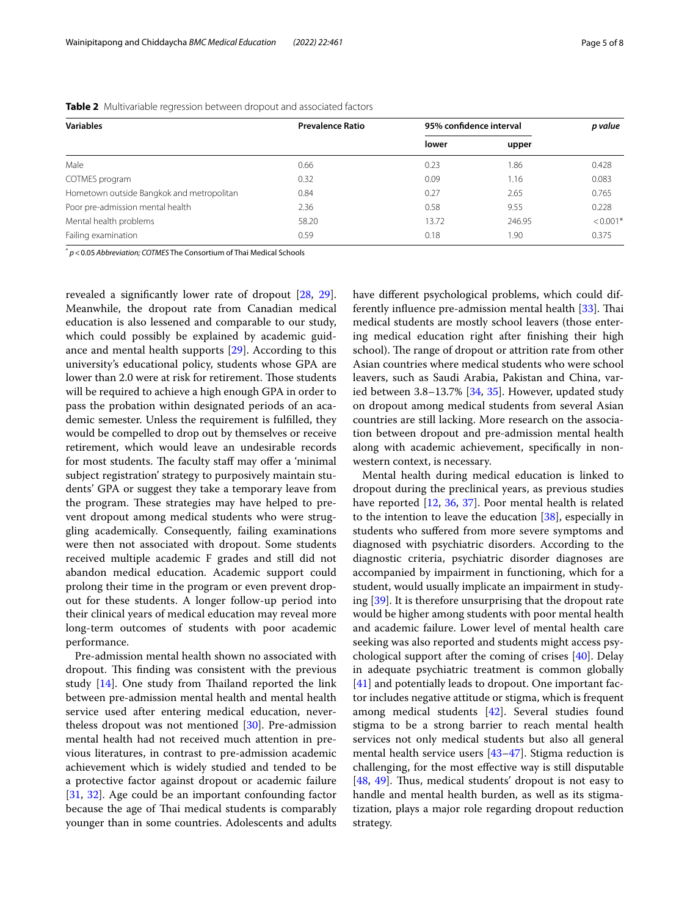**Table 2** Multivariable regression between dropout and associated factors

| Variables | Prevalence Ratio | 95% confidence interval | | *p value* |
|---|---|---|---|---|
| | | lower | upper | |
| Male | 0.66 | 0.23 | 1.86 | 0.428 |
| COTMES program | 0.32 | 0.09 | 1.16 | 0.083 |
| Hometown outside Bangkok and metropolitan | 0.84 | 0.27 | 2.65 | 0.765 |
| Poor pre-admission mental health | 2.36 | 0.58 | 9.55 | 0.228 |
| Mental health problems | 58.20 | 13.72 | 246.95 | <0.001* |
| Failing examination | 0.59 | 0.18 | 1.90 | 0.375 |

\* $p < 0.05$ *Abbreviation; COTMES* The Consortium of Thai Medical Schools

revealed a significantly lower rate of dropout [28, 29]. Meanwhile, the dropout rate from Canadian medical education is also lessened and comparable to our study, which could possibly be explained by academic guidance and mental health supports [29]. According to this university's educational policy, students whose GPA are lower than 2.0 were at risk for retirement. Those students will be required to achieve a high enough GPA in order to pass the probation within designated periods of an academic semester. Unless the requirement is fulfilled, they would be compelled to drop out by themselves or receive retirement, which would leave an undesirable records for most students. The faculty staff may offer a 'minimal subject registration' strategy to purposively maintain students' GPA or suggest they take a temporary leave from the program. These strategies may have helped to prevent dropout among medical students who were struggling academically. Consequently, failing examinations were then not associated with dropout. Some students received multiple academic F grades and still did not abandon medical education. Academic support could prolong their time in the program or even prevent dropout for these students. A longer follow-up period into their clinical years of medical education may reveal more long-term outcomes of students with poor academic performance.

Pre-admission mental health shown no associated with dropout. This finding was consistent with the previous study [14]. One study from Thailand reported the link between pre-admission mental health and mental health service used after entering medical education, nevertheless dropout was not mentioned [30]. Pre-admission mental health had not received much attention in previous literatures, in contrast to pre-admission academic achievement which is widely studied and tended to be a protective factor against dropout or academic failure [31, 32]. Age could be an important confounding factor because the age of Thai medical students is comparably younger than in some countries. Adolescents and adults have different psychological problems, which could differently influence pre-admission mental health [33]. Thai medical students are mostly school leavers (those entering medical education right after finishing their high school). The range of dropout or attrition rate from other Asian countries where medical students who were school leavers, such as Saudi Arabia, Pakistan and China, varied between 3.8–13.7% [34, 35]. However, updated study on dropout among medical students from several Asian countries are still lacking. More research on the association between dropout and pre-admission mental health along with academic achievement, specifically in non-western context, is necessary.

Mental health during medical education is linked to dropout during the preclinical years, as previous studies have reported [12, 36, 37]. Poor mental health is related to the intention to leave the education [38], especially in students who suffered from more severe symptoms and diagnosed with psychiatric disorders. According to the diagnostic criteria, psychiatric disorder diagnoses are accompanied by impairment in functioning, which for a student, would usually implicate an impairment in studying [39]. It is therefore unsurprising that the dropout rate would be higher among students with poor mental health and academic failure. Lower level of mental health care seeking was also reported and students might access psychological support after the coming of crises [40]. Delay in adequate psychiatric treatment is common globally [41] and potentially leads to dropout. One important factor includes negative attitude or stigma, which is frequent among medical students [42]. Several studies found stigma to be a strong barrier to reach mental health services not only medical students but also all general mental health service users [43–47]. Stigma reduction is challenging, for the most effective way is still disputable [48, 49]. Thus, medical students' dropout is not easy to handle and mental health burden, as well as its stigmatization, plays a major role regarding dropout reduction strategy.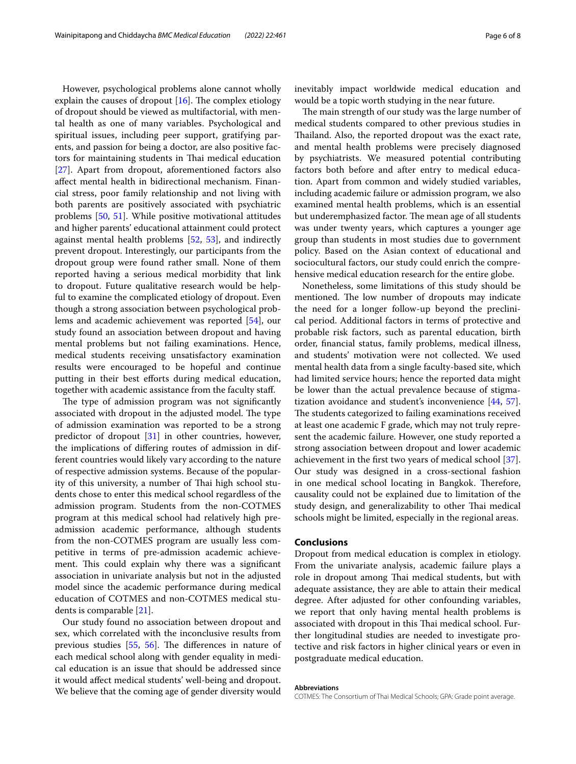However, psychological problems alone cannot wholly explain the causes of dropout [16]. The complex etiology of dropout should be viewed as multifactorial, with mental health as one of many variables. Psychological and spiritual issues, including peer support, gratifying parents, and passion for being a doctor, are also positive factors for maintaining students in Thai medical education [27]. Apart from dropout, aforementioned factors also affect mental health in bidirectional mechanism. Financial stress, poor family relationship and not living with both parents are positively associated with psychiatric problems [50, 51]. While positive motivational attitudes and higher parents' educational attainment could protect against mental health problems [52, 53], and indirectly prevent dropout. Interestingly, our participants from the dropout group were found rather small. None of them reported having a serious medical morbidity that link to dropout. Future qualitative research would be helpful to examine the complicated etiology of dropout. Even though a strong association between psychological problems and academic achievement was reported [54], our study found an association between dropout and having mental problems but not failing examinations. Hence, medical students receiving unsatisfactory examination results were encouraged to be hopeful and continue putting in their best efforts during medical education, together with academic assistance from the faculty staff.

The type of admission program was not significantly associated with dropout in the adjusted model. The type of admission examination was reported to be a strong predictor of dropout [31] in other countries, however, the implications of differing routes of admission in different countries would likely vary according to the nature of respective admission systems. Because of the popularity of this university, a number of Thai high school students chose to enter this medical school regardless of the admission program. Students from the non-COTMES program at this medical school had relatively high pre-admission academic performance, although students from the non-COTMES program are usually less competitive in terms of pre-admission academic achievement. This could explain why there was a significant association in univariate analysis but not in the adjusted model since the academic performance during medical education of COTMES and non-COTMES medical students is comparable [21].

Our study found no association between dropout and sex, which correlated with the inconclusive results from previous studies [55, 56]. The differences in nature of each medical school along with gender equality in medical education is an issue that should be addressed since it would affect medical students' well-being and dropout. We believe that the coming age of gender diversity would inevitably impact worldwide medical education and would be a topic worth studying in the near future.

The main strength of our study was the large number of medical students compared to other previous studies in Thailand. Also, the reported dropout was the exact rate, and mental health problems were precisely diagnosed by psychiatrists. We measured potential contributing factors both before and after entry to medical education. Apart from common and widely studied variables, including academic failure or admission program, we also examined mental health problems, which is an essential but underemphasized factor. The mean age of all students was under twenty years, which captures a younger age group than students in most studies due to government policy. Based on the Asian context of educational and sociocultural factors, our study could enrich the comprehensive medical education research for the entire globe.

Nonetheless, some limitations of this study should be mentioned. The low number of dropouts may indicate the need for a longer follow-up beyond the preclinical period. Additional factors in terms of protective and probable risk factors, such as parental education, birth order, financial status, family problems, medical illness, and students' motivation were not collected. We used mental health data from a single faculty-based site, which had limited service hours; hence the reported data might be lower than the actual prevalence because of stigmatization avoidance and student's inconvenience [44, 57]. The students categorized to failing examinations received at least one academic F grade, which may not truly represent the academic failure. However, one study reported a strong association between dropout and lower academic achievement in the first two years of medical school [37]. Our study was designed in a cross-sectional fashion in one medical school locating in Bangkok. Therefore, causality could not be explained due to limitation of the study design, and generalizability to other Thai medical schools might be limited, especially in the regional areas.

## Conclusions

Dropout from medical education is complex in etiology. From the univariate analysis, academic failure plays a role in dropout among Thai medical students, but with adequate assistance, they are able to attain their medical degree. After adjusted for other confounding variables, we report that only having mental health problems is associated with dropout in this Thai medical school. Further longitudinal studies are needed to investigate protective and risk factors in higher clinical years or even in postgraduate medical education.

#### Abbreviations

COTMES: The Consortium of Thai Medical Schools; GPA: Grade point average.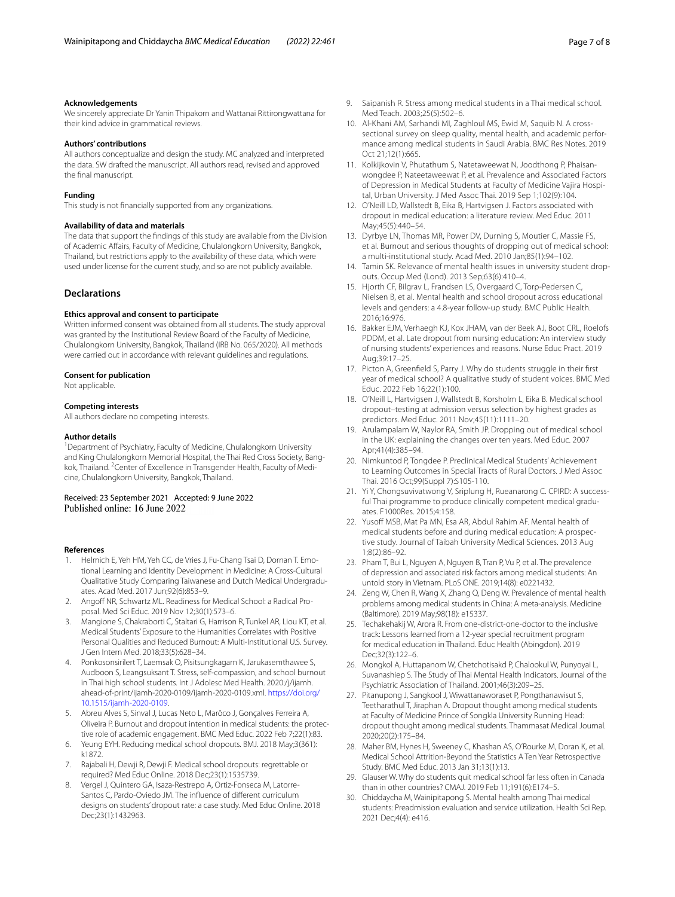### Acknowledgements

We sincerely appreciate Dr Yanin Thipakorn and Wattanai Rittirongwattana for their kind advice in grammatical reviews.

### Authors' contributions

All authors conceptualize and design the study. MC analyzed and interpreted the data. SW drafted the manuscript. All authors read, revised and approved the final manuscript.

### Funding

This study is not financially supported from any organizations.

### Availability of data and materials

The data that support the findings of this study are available from the Division of Academic Affairs, Faculty of Medicine, Chulalongkorn University, Bangkok, Thailand, but restrictions apply to the availability of these data, which were used under license for the current study, and so are not publicly available.

## Declarations

### Ethics approval and consent to participate

Written informed consent was obtained from all students. The study approval was granted by the Institutional Review Board of the Faculty of Medicine, Chulalongkorn University, Bangkok, Thailand (IRB No. 065/2020). All methods were carried out in accordance with relevant guidelines and regulations.

### Consent for publication

Not applicable.

### Competing interests

All authors declare no competing interests.

### Author details

[1]Department of Psychiatry, Faculty of Medicine, Chulalongkorn University and King Chulalongkorn Memorial Hospital, the Thai Red Cross Society, Bangkok, Thailand. [2]Center of Excellence in Transgender Health, Faculty of Medicine, Chulalongkorn University, Bangkok, Thailand.

Received: 23 September 2021 Accepted: 9 June 2022
Published online: 16 June 2022

### References

1. Helmich E, Yeh HM, Yeh CC, de Vries J, Fu-Chang Tsai D, Dornan T. Emotional Learning and Identity Development in Medicine: A Cross-Cultural Qualitative Study Comparing Taiwanese and Dutch Medical Undergraduates. Acad Med. 2017 Jun;92(6):853–9.
2. Angoff NR, Schwartz ML. Readiness for Medical School: a Radical Proposal. Med Sci Educ. 2019 Nov 12;30(1):573–6.
3. Mangione S, Chakraborti C, Staltari G, Harrison R, Tunkel AR, Liou KT, et al. Medical Students' Exposure to the Humanities Correlates with Positive Personal Qualities and Reduced Burnout: A Multi-Institutional U.S. Survey. J Gen Intern Med. 2018;33(5):628–34.
4. Ponkosonsirilert T, Laemsak O, Pisitsungkagarn K, Jarukasemthawee S, Audboon S, Leangsuksant T. Stress, self-compassion, and school burnout in Thai high school students. Int J Adolesc Med Health. 2020:/j/ijamh.ahead-of-print/ijamh-2020-0109/ijamh-2020-0109.xml. https://doi.org/10.1515/ijamh-2020-0109.
5. Abreu Alves S, Sinval J, Lucas Neto L, Marôco J, Gonçalves Ferreira A, Oliveira P. Burnout and dropout intention in medical students: the protective role of academic engagement. BMC Med Educ. 2022 Feb 7;22(1):83.
6. Yeung EYH. Reducing medical school dropouts. BMJ. 2018 May;3(361):k1872.
7. Rajabali H, Dewji R, Dewji F. Medical school dropouts: regrettable or required? Med Educ Online. 2018 Dec;23(1):1535739.
8. Vergel J, Quintero GA, Isaza-Restrepo A, Ortiz-Fonseca M, Latorre-Santos C, Pardo-Oviedo JM. The influence of different curriculum designs on students' dropout rate: a case study. Med Educ Online. 2018 Dec;23(1):1432963.
9. Saipanish R. Stress among medical students in a Thai medical school. Med Teach. 2003;25(5):502–6.
10. Al-Khani AM, Sarhandi MI, Zaghloul MS, Ewid M, Saquib N. A cross-sectional survey on sleep quality, mental health, and academic performance among medical students in Saudi Arabia. BMC Res Notes. 2019 Oct 21;12(1):665.
11. Kolkijkovin V, Phutathum S, Natetaweewat N, Joodthong P, Phaisanwongdee P, Nateetaweewat P, et al. Prevalence and Associated Factors of Depression in Medical Students at Faculty of Medicine Vajira Hospital, Urban University. J Med Assoc Thai. 2019 Sep 1;102(9):104.
12. O'Neill LD, Wallstedt B, Eika B, Hartvigsen J. Factors associated with dropout in medical education: a literature review. Med Educ. 2011 May;45(5):440–54.
13. Dyrbye LN, Thomas MR, Power DV, Durning S, Moutier C, Massie FS, et al. Burnout and serious thoughts of dropping out of medical school: a multi-institutional study. Acad Med. 2010 Jan;85(1):94–102.
14. Tamin SK. Relevance of mental health issues in university student dropouts. Occup Med (Lond). 2013 Sep;63(6):410–4.
15. Hjorth CF, Bilgrav L, Frandsen LS, Overgaard C, Torp-Pedersen C, Nielsen B, et al. Mental health and school dropout across educational levels and genders: a 4.8-year follow-up study. BMC Public Health. 2016;16:976.
16. Bakker EJM, Verhaegh KJ, Kox JHAM, van der Beek AJ, Boot CRL, Roelofs PDDM, et al. Late dropout from nursing education: An interview study of nursing students' experiences and reasons. Nurse Educ Pract. 2019 Aug;39:17–25.
17. Picton A, Greenfield S, Parry J. Why do students struggle in their first year of medical school? A qualitative study of student voices. BMC Med Educ. 2022 Feb 16;22(1):100.
18. O'Neill L, Hartvigsen J, Wallstedt B, Korsholm L, Eika B. Medical school dropout–testing at admission versus selection by highest grades as predictors. Med Educ. 2011 Nov;45(11):1111–20.
19. Arulampalam W, Naylor RA, Smith JP. Dropping out of medical school in the UK: explaining the changes over ten years. Med Educ. 2007 Apr;41(4):385–94.
20. Nimkuntod P, Tongdee P. Preclinical Medical Students' Achievement to Learning Outcomes in Special Tracts of Rural Doctors. J Med Assoc Thai. 2016 Oct;99(Suppl 7):S105-110.
21. Yi Y, Chongsuvivatwong V, Sriplung H, Rueanarong C. CPIRD: A successful Thai programme to produce clinically competent medical graduates. F1000Res. 2015;4:158.
22. Yusoff MSB, Mat Pa MN, Esa AR, Abdul Rahim AF. Mental health of medical students before and during medical education: A prospective study. Journal of Taibah University Medical Sciences. 2013 Aug 1;8(2):86–92.
23. Pham T, Bui L, Nguyen A, Nguyen B, Tran P, Vu P, et al. The prevalence of depression and associated risk factors among medical students: An untold story in Vietnam. PLoS ONE. 2019;14(8): e0221432.
24. Zeng W, Chen R, Wang X, Zhang Q, Deng W. Prevalence of mental health problems among medical students in China: A meta-analysis. Medicine (Baltimore). 2019 May;98(18): e15337.
25. Techakehakij W, Arora R. From one-district-one-doctor to the inclusive track: Lessons learned from a 12-year special recruitment program for medical education in Thailand. Educ Health (Abingdon). 2019 Dec;32(3):122–6.
26. Mongkol A, Huttapanom W, Chetchotisakd P, Chalookul W, Punyoyai L, Suvanashiep S. The Study of Thai Mental Health Indicators. Journal of the Psychiatric Association of Thailand. 2001;46(3):209–25.
27. Pitanupong J, Sangkool J, Wiwattanaworaset P, Pongthanawisut S, Teetharathul T, Jiraphan A. Dropout thought among medical students at Faculty of Medicine Prince of Songkla University Running Head: dropout thought among medical students. Thammasat Medical Journal. 2020;20(2):175–84.
28. Maher BM, Hynes H, Sweeney C, Khashan AS, O'Rourke M, Doran K, et al. Medical School Attrition-Beyond the Statistics A Ten Year Retrospective Study. BMC Med Educ. 2013 Jan 31;13(1):13.
29. Glauser W. Why do students quit medical school far less often in Canada than in other countries? CMAJ. 2019 Feb 11;191(6):E174–5.
30. Chiddaycha M, Wainipitapong S. Mental health among Thai medical students: Preadmission evaluation and service utilization. Health Sci Rep. 2021 Dec;4(4): e416.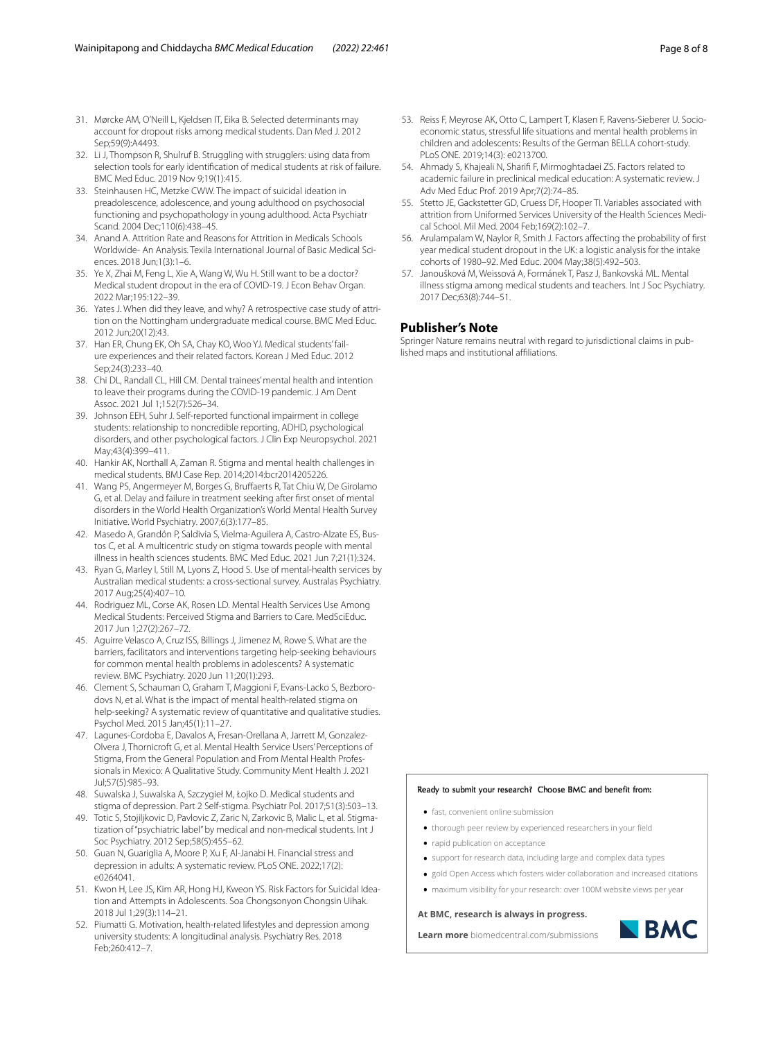31. Mørcke AM, O'Neill L, Kjeldsen IT, Eika B. Selected determinants may account for dropout risks among medical students. Dan Med J. 2012 Sep;59(9):A4493.
32. Li J, Thompson R, Shulruf B. Struggling with strugglers: using data from selection tools for early identification of medical students at risk of failure. BMC Med Educ. 2019 Nov 9;19(1):415.
33. Steinhausen HC, Metzke CWW. The impact of suicidal ideation in preadolescence, adolescence, and young adulthood on psychosocial functioning and psychopathology in young adulthood. Acta Psychiatr Scand. 2004 Dec;110(6):438–45.
34. Anand A. Attrition Rate and Reasons for Attrition in Medicals Schools Worldwide- An Analysis. Texila International Journal of Basic Medical Sciences. 2018 Jun;1(3):1–6.
35. Ye X, Zhai M, Feng L, Xie A, Wang W, Wu H. Still want to be a doctor? Medical student dropout in the era of COVID-19. J Econ Behav Organ. 2022 Mar;195:122–39.
36. Yates J. When did they leave, and why? A retrospective case study of attrition on the Nottingham undergraduate medical course. BMC Med Educ. 2012 Jun;20(12):43.
37. Han ER, Chung EK, Oh SA, Chay KO, Woo YJ. Medical students' failure experiences and their related factors. Korean J Med Educ. 2012 Sep;24(3):233–40.
38. Chi DL, Randall CL, Hill CM. Dental trainees' mental health and intention to leave their programs during the COVID-19 pandemic. J Am Dent Assoc. 2021 Jul 1;152(7):526–34.
39. Johnson EEH, Suhr J. Self-reported functional impairment in college students: relationship to noncredible reporting, ADHD, psychological disorders, and other psychological factors. J Clin Exp Neuropsychol. 2021 May;43(4):399–411.
40. Hankir AK, Northall A, Zaman R. Stigma and mental health challenges in medical students. BMJ Case Rep. 2014;2014:bcr2014205226.
41. Wang PS, Angermeyer M, Borges G, Bruffaerts R, Tat Chiu W, De Girolamo G, et al. Delay and failure in treatment seeking after first onset of mental disorders in the World Health Organization's World Mental Health Survey Initiative. World Psychiatry. 2007;6(3):177–85.
42. Masedo A, Grandón P, Saldivia S, Vielma-Aguilera A, Castro-Alzate ES, Bustos C, et al. A multicentric study on stigma towards people with mental illness in health sciences students. BMC Med Educ. 2021 Jun 7;21(1):324.
43. Ryan G, Marley I, Still M, Lyons Z, Hood S. Use of mental-health services by Australian medical students: a cross-sectional survey. Australas Psychiatry. 2017 Aug;25(4):407–10.
44. Rodriguez ML, Corse AK, Rosen LD. Mental Health Services Use Among Medical Students: Perceived Stigma and Barriers to Care. MedSciEduc. 2017 Jun 1;27(2):267–72.
45. Aguirre Velasco A, Cruz ISS, Billings J, Jimenez M, Rowe S. What are the barriers, facilitators and interventions targeting help-seeking behaviours for common mental health problems in adolescents? A systematic review. BMC Psychiatry. 2020 Jun 11;20(1):293.
46. Clement S, Schauman O, Graham T, Maggioni F, Evans-Lacko S, Bezborodovs N, et al. What is the impact of mental health-related stigma on help-seeking? A systematic review of quantitative and qualitative studies. Psychol Med. 2015 Jan;45(1):11–27.
47. Lagunes-Cordoba E, Davalos A, Fresan-Orellana A, Jarrett M, Gonzalez-Olvera J, Thornicroft G, et al. Mental Health Service Users' Perceptions of Stigma, From the General Population and From Mental Health Professionals in Mexico: A Qualitative Study. Community Ment Health J. 2021 Jul;57(5):985–93.
48. Suwalska J, Suwalska A, Szczygieł M, Łojko D. Medical students and stigma of depression. Part 2 Self-stigma. Psychiatr Pol. 2017;51(3):503–13.
49. Totic S, Stojiljkovic D, Pavlovic Z, Zaric N, Zarkovic B, Malic L, et al. Stigmatization of "psychiatric label" by medical and non-medical students. Int J Soc Psychiatry. 2012 Sep;58(5):455–62.
50. Guan N, Guariglia A, Moore P, Xu F, Al-Janabi H. Financial stress and depression in adults: A systematic review. PLoS ONE. 2022;17(2): e0264041.
51. Kwon H, Lee JS, Kim AR, Hong HJ, Kweon YS. Risk Factors for Suicidal Ideation and Attempts in Adolescents. Soa Chongsonyon Chongsin Uihak. 2018 Jul 1;29(3):114–21.
52. Piumatti G. Motivation, health-related lifestyles and depression among university students: A longitudinal analysis. Psychiatry Res. 2018 Feb;260:412–7.
53. Reiss F, Meyrose AK, Otto C, Lampert T, Klasen F, Ravens-Sieberer U. Socioeconomic status, stressful life situations and mental health problems in children and adolescents: Results of the German BELLA cohort-study. PLoS ONE. 2019;14(3): e0213700.
54. Ahmady S, Khajeali N, Sharifi F, Mirmoghtadaei ZS. Factors related to academic failure in preclinical medical education: A systematic review. J Adv Med Educ Prof. 2019 Apr;7(2):74–85.
55. Stetto JE, Gackstetter GD, Cruess DF, Hooper TI. Variables associated with attrition from Uniformed Services University of the Health Sciences Medical School. Mil Med. 2004 Feb;169(2):102–7.
56. Arulampalam W, Naylor R, Smith J. Factors affecting the probability of first year medical student dropout in the UK: a logistic analysis for the intake cohorts of 1980–92. Med Educ. 2004 May;38(5):492–503.
57. Janoušková M, Weissová A, Formánek T, Pasz J, Bankovská ML. Mental illness stigma among medical students and teachers. Int J Soc Psychiatry. 2017 Dec;63(8):744–51.

## Publisher's Note

Springer Nature remains neutral with regard to jurisdictional claims in published maps and institutional affiliations.

Ready to submit your research? Choose BMC and benefit from:

- fast, convenient online submission
- thorough peer review by experienced researchers in your field
- rapid publication on acceptance
- support for research data, including large and complex data types
- gold Open Access which fosters wider collaboration and increased citations
- maximum visibility for your research: over 100M website views per year

**At BMC, research is always in progress.**

**Learn more** biomedcentral.com/submissions

BMC